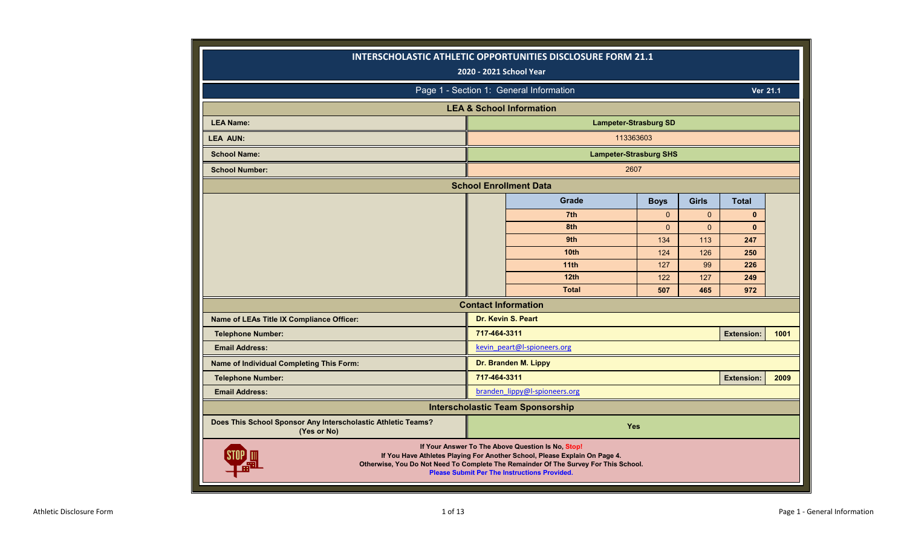# INTERSCHOLASTIC ATHLETIC OPPORTUNITIES DISCLOSURE FORM 21.1

**2020 - 2021 School Year**

## Page 1 - Section 1: General Information

Ver 21.1

### LEA & School Information

| | |
|---|---|
| **LEA Name:** | **Lampeter-Strasburg SD** |
| **LEA AUN:** | 113363603 |
| **School Name:** | **Lampeter-Strasburg SHS** |
| **School Number:** | 2607 |

### School Enrollment Data

| Grade | Boys | Girls | Total |
|---|---|---|---|
| 7th | 0 | 0 | **0** |
| 8th | 0 | 0 | **0** |
| 9th | 134 | 113 | **247** |
| 10th | 124 | 126 | **250** |
| 11th | 127 | 99 | **226** |
| 12th | 122 | 127 | **249** |
| **Total** | **507** | **465** | **972** |

### Contact Information

| | | | |
|---|---|---|---|
| **Name of LEAs Title IX Compliance Officer:** | **Dr. Kevin S. Peart** | | |
| **Telephone Number:** | **717-464-3311** | **Extension:** | **1001** |
| **Email Address:** | kevin_peart@l-spioneers.org | | |
| **Name of Individual Completing This Form:** | **Dr. Branden M. Lippy** | | |
| **Telephone Number:** | **717-464-3311** | **Extension:** | **2009** |
| **Email Address:** | branden_lippy@l-spioneers.org | | |

### Interscholastic Team Sponsorship

| | |
|---|---|
| **Does This School Sponsor Any Interscholastic Athletic Teams? (Yes or No)** | **Yes** |

**If Your Answer To The Above Question Is No, Stop!**
**If You Have Athletes Playing For Another School, Please Explain On Page 4.**
**Otherwise, You Do Not Need To Complete The Remainder Of The Survey For This School.**
**Please Submit Per The Instructions Provided.**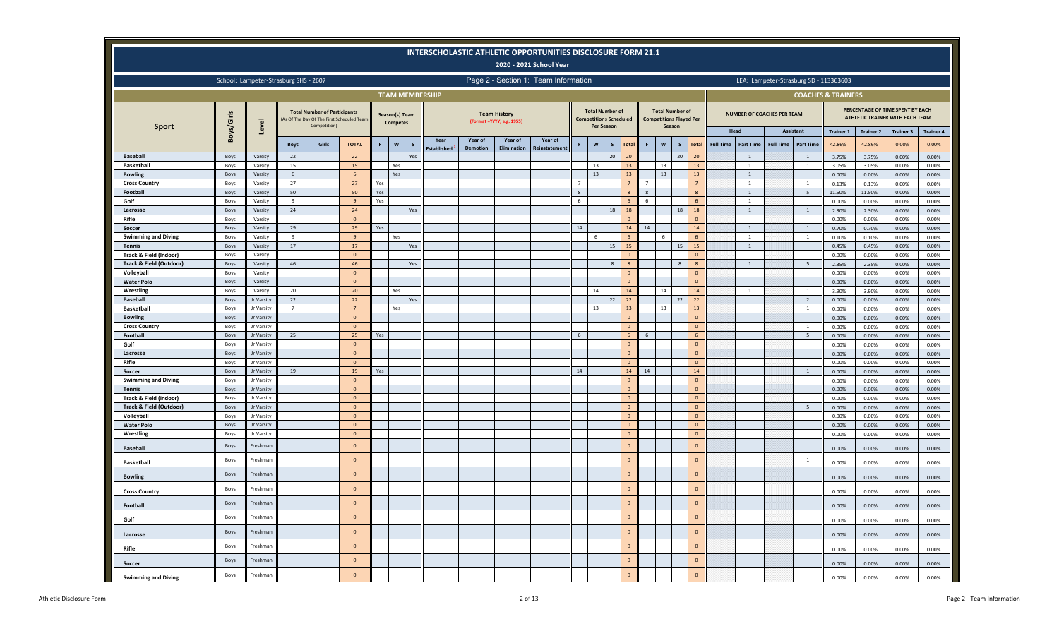# INTERSCHOLASTIC ATHLETIC OPPORTUNITIES DISCLOSURE FORM 21.1

## 2020 - 2021 School Year

School: Lampeter-Strasburg SHS - 2607

Page 2 - Section 1: Team Information

LEA: Lampeter-Strasburg SD - 113363603

| Sport | Boys/Girls | Level | Total Number of Participants (As Of The Day Of The First Scheduled Team Competition) | | | Season(s) Team Competes | | | Team History (Format =YYYY, e.g. 1955) | | | | Total Number of Competitions Scheduled Per Season | | | | Total Number of Competitions Played Per Season | | | | Number of Coaches Per Team | | | | Percentage of Time Spent by Each Athletic Trainer with Each Team | | | |
|---|---|---|---|---|---|---|---|---|---|---|---|---|---|---|---|---|---|---|---|---|---|---|---|---|---|---|---|---|
| | | | | | | | | | | | | | | | | | | | | | Head | | Assistant | | Trainer 1 | Trainer 2 | Trainer 3 | Trainer 4 |
| | | | Boys | Girls | TOTAL | F | W | S | Year Established | Year of Demotion | Year of Elimination | Year of Reinstatement | F | W | S | Total | F | W | S | Total | Full Time | Part Time | Full Time | Part Time | 42.86% | 42.86% | 0.00% | 0.00% |
| Baseball | Boys | Varsity | 22 | | 22 | | | Yes | | | | | | | 20 | 20 | | | 20 | 20 | | 1 | | 1 | 3.75% | 3.75% | 0.00% | 0.00% |
| Basketball | Boys | Varsity | 15 | | 15 | | Yes | | | | | | | 13 | | 13 | | 13 | | 13 | | 1 | | 1 | 3.05% | 3.05% | 0.00% | 0.00% |
| Bowling | Boys | Varsity | 6 | | 6 | | Yes | | | | | | | 13 | | 13 | | 13 | | 13 | | 1 | | | 0.00% | 0.00% | 0.00% | 0.00% |
| Cross Country | Boys | Varsity | 27 | | 27 | Yes | | | | | | | 7 | | | 7 | 7 | | | 7 | | 1 | | 1 | 0.13% | 0.13% | 0.00% | 0.00% |
| Football | Boys | Varsity | 50 | | 50 | Yes | | | | | | | 8 | | | 8 | 8 | | | 8 | | 1 | | 5 | 11.50% | 11.50% | 0.00% | 0.00% |
| Golf | Boys | Varsity | 9 | | 9 | Yes | | | | | | | 6 | | | 6 | 6 | | | 6 | | 1 | | | 0.00% | 0.00% | 0.00% | 0.00% |
| Lacrosse | Boys | Varsity | 24 | | 24 | | | Yes | | | | | | | 18 | 18 | | | 18 | 18 | | 1 | | 1 | 2.30% | 2.30% | 0.00% | 0.00% |
| Rifle | Boys | Varsity | | | 0 | | | | | | | | | | | 0 | | | | 0 | | | | | 0.00% | 0.00% | 0.00% | 0.00% |
| Soccer | Boys | Varsity | 29 | | 29 | Yes | | | | | | | 14 | | | 14 | 14 | | | 14 | | 1 | | 1 | 0.70% | 0.70% | 0.00% | 0.00% |
| Swimming and Diving | Boys | Varsity | 9 | | 9 | | Yes | | | | | | | 6 | | 6 | | 6 | | 6 | | 1 | | 1 | 0.10% | 0.10% | 0.00% | 0.00% |
| Tennis | Boys | Varsity | 17 | | 17 | | | Yes | | | | | | | 15 | 15 | | | 15 | 15 | | 1 | | | 0.45% | 0.45% | 0.00% | 0.00% |
| Track & Field (Indoor) | Boys | Varsity | | | 0 | | | | | | | | | | | 0 | | | | 0 | | | | | 0.00% | 0.00% | 0.00% | 0.00% |
| Track & Field (Outdoor) | Boys | Varsity | 46 | | 46 | | | Yes | | | | | | | 8 | 8 | | | 8 | 8 | | 1 | | 5 | 2.35% | 2.35% | 0.00% | 0.00% |
| Volleyball | Boys | Varsity | | | 0 | | | | | | | | | | | 0 | | | | 0 | | | | | 0.00% | 0.00% | 0.00% | 0.00% |
| Water Polo | Boys | Varsity | | | 0 | | | | | | | | | | | 0 | | | | 0 | | | | | 0.00% | 0.00% | 0.00% | 0.00% |
| Wrestling | Boys | Varsity | 20 | | 20 | | Yes | | | | | | | 14 | | 14 | | 14 | | 14 | | 1 | | 1 | 3.90% | 3.90% | 0.00% | 0.00% |
| Baseball | Boys | Jr Varsity | 22 | | 22 | | | Yes | | | | | | | 22 | 22 | | | 22 | 22 | | | | 2 | 0.00% | 0.00% | 0.00% | 0.00% |
| Basketball | Boys | Jr Varsity | 7 | | 7 | | Yes | | | | | | | 13 | | 13 | | 13 | | 13 | | | | 1 | 0.00% | 0.00% | 0.00% | 0.00% |
| Bowling | Boys | Jr Varsity | | | 0 | | | | | | | | | | | 0 | | | | 0 | | | | | 0.00% | 0.00% | 0.00% | 0.00% |
| Cross Country | Boys | Jr Varsity | | | 0 | | | | | | | | | | | 0 | | | | 0 | | | | 1 | 0.00% | 0.00% | 0.00% | 0.00% |
| Football | Boys | Jr Varsity | 25 | | 25 | Yes | | | | | | | 6 | | | 6 | 6 | | | 6 | | | | 5 | 0.00% | 0.00% | 0.00% | 0.00% |
| Golf | Boys | Jr Varsity | | | 0 | | | | | | | | | | | 0 | | | | 0 | | | | | 0.00% | 0.00% | 0.00% | 0.00% |
| Lacrosse | Boys | Jr Varsity | | | 0 | | | | | | | | | | | 0 | | | | 0 | | | | | 0.00% | 0.00% | 0.00% | 0.00% |
| Rifle | Boys | Jr Varsity | | | 0 | | | | | | | | | | | 0 | | | | 0 | | | | | 0.00% | 0.00% | 0.00% | 0.00% |
| Soccer | Boys | Jr Varsity | 19 | | 19 | Yes | | | | | | | 14 | | | 14 | 14 | | | 14 | | | | 1 | 0.00% | 0.00% | 0.00% | 0.00% |
| Swimming and Diving | Boys | Jr Varsity | | | 0 | | | | | | | | | | | 0 | | | | 0 | | | | | 0.00% | 0.00% | 0.00% | 0.00% |
| Tennis | Boys | Jr Varsity | | | 0 | | | | | | | | | | | 0 | | | | 0 | | | | | 0.00% | 0.00% | 0.00% | 0.00% |
| Track & Field (Indoor) | Boys | Jr Varsity | | | 0 | | | | | | | | | | | 0 | | | | 0 | | | | | 0.00% | 0.00% | 0.00% | 0.00% |
| Track & Field (Outdoor) | Boys | Jr Varsity | | | 0 | | | | | | | | | | | 0 | | | | 0 | | | | 5 | 0.00% | 0.00% | 0.00% | 0.00% |
| Volleyball | Boys | Jr Varsity | | | 0 | | | | | | | | | | | 0 | | | | 0 | | | | | 0.00% | 0.00% | 0.00% | 0.00% |
| Water Polo | Boys | Jr Varsity | | | 0 | | | | | | | | | | | 0 | | | | 0 | | | | | 0.00% | 0.00% | 0.00% | 0.00% |
| Wrestling | Boys | Jr Varsity | | | 0 | | | | | | | | | | | 0 | | | | 0 | | | | | 0.00% | 0.00% | 0.00% | 0.00% |
| Baseball | Boys | Freshman | | | 0 | | | | | | | | | | | 0 | | | | 0 | | | | | 0.00% | 0.00% | 0.00% | 0.00% |
| Basketball | Boys | Freshman | | | 0 | | | | | | | | | | | 0 | | | | 0 | | | | 1 | 0.00% | 0.00% | 0.00% | 0.00% |
| Bowling | Boys | Freshman | | | 0 | | | | | | | | | | | 0 | | | | 0 | | | | | 0.00% | 0.00% | 0.00% | 0.00% |
| Cross Country | Boys | Freshman | | | 0 | | | | | | | | | | | 0 | | | | 0 | | | | | 0.00% | 0.00% | 0.00% | 0.00% |
| Football | Boys | Freshman | | | 0 | | | | | | | | | | | 0 | | | | 0 | | | | | 0.00% | 0.00% | 0.00% | 0.00% |
| Golf | Boys | Freshman | | | 0 | | | | | | | | | | | 0 | | | | 0 | | | | | 0.00% | 0.00% | 0.00% | 0.00% |
| Lacrosse | Boys | Freshman | | | 0 | | | | | | | | | | | 0 | | | | 0 | | | | | 0.00% | 0.00% | 0.00% | 0.00% |
| Rifle | Boys | Freshman | | | 0 | | | | | | | | | | | 0 | | | | 0 | | | | | 0.00% | 0.00% | 0.00% | 0.00% |
| Soccer | Boys | Freshman | | | 0 | | | | | | | | | | | 0 | | | | 0 | | | | | 0.00% | 0.00% | 0.00% | 0.00% |
| Swimming and Diving | Boys | Freshman | | | 0 | | | | | | | | | | | 0 | | | | 0 | | | | | 0.00% | 0.00% | 0.00% | 0.00% |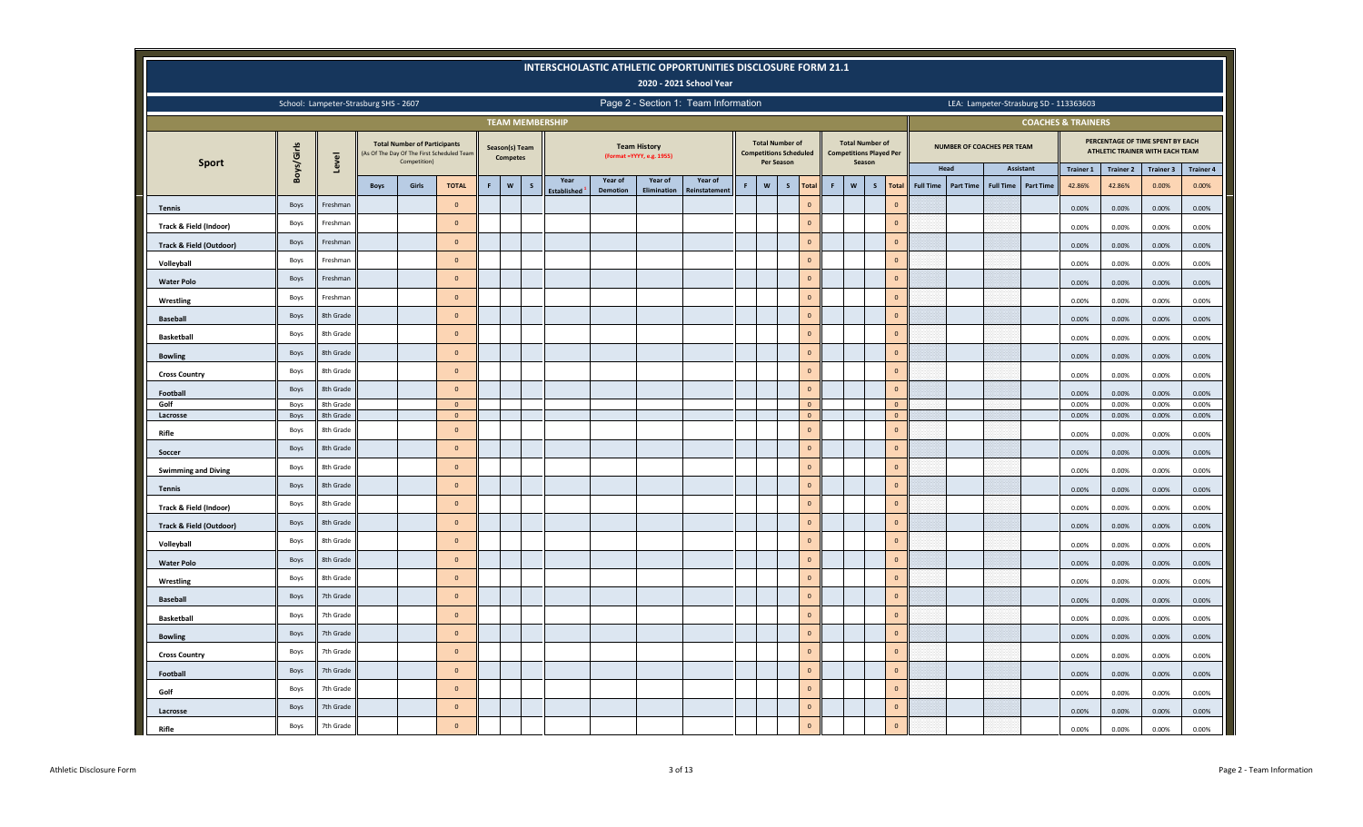# INTERSCHOLASTIC ATHLETIC OPPORTUNITIES DISCLOSURE FORM 21.1

## 2020 - 2021 School Year

School: Lampeter-Strasburg SHS - 2607

Page 2 - Section 1: Team Information

LEA: Lampeter-Strasburg SD - 113363603

| Sport | Boys/Girls | Level | TEAM MEMBERSHIP: Total Number of Participants (As Of The Day Of The First Scheduled Team Competition) | | | Season(s) Team Competes | | | Team History (Format =YYYY, e.g. 1955) | | | | Total Number of Competitions Scheduled Per Season | | | | Total Number of Competitions Played Per Season | | | | COACHES & TRAINERS: Number of Coaches Per Team - Head | | Assistant | | Percentage of Time Spent by Each Athletic Trainer with Each Team | | | |
|---|---|---|---|---|---|---|---|---|---|---|---|---|---|---|---|---|---|---|---|---|---|---|---|---|---|---|---|---|
| | | | Boys | Girls | TOTAL | F | W | S | Year Established | Year of Demotion | Year of Elimination | Year of Reinstatement | F | W | S | Total | F | W | S | Total | Full Time | Part Time | Full Time | Part Time | Trainer 1 42.86% | Trainer 2 42.86% | Trainer 3 0.00% | Trainer 4 0.00% |
| Tennis | Boys | Freshman | | | 0 | | | | | | | | | | | 0 | | | | 0 | | | | | 0.00% | 0.00% | 0.00% | 0.00% |
| Track & Field (Indoor) | Boys | Freshman | | | 0 | | | | | | | | | | | 0 | | | | 0 | | | | | 0.00% | 0.00% | 0.00% | 0.00% |
| Track & Field (Outdoor) | Boys | Freshman | | | 0 | | | | | | | | | | | 0 | | | | 0 | | | | | 0.00% | 0.00% | 0.00% | 0.00% |
| Volleyball | Boys | Freshman | | | 0 | | | | | | | | | | | 0 | | | | 0 | | | | | 0.00% | 0.00% | 0.00% | 0.00% |
| Water Polo | Boys | Freshman | | | 0 | | | | | | | | | | | 0 | | | | 0 | | | | | 0.00% | 0.00% | 0.00% | 0.00% |
| Wrestling | Boys | Freshman | | | 0 | | | | | | | | | | | 0 | | | | 0 | | | | | 0.00% | 0.00% | 0.00% | 0.00% |
| Baseball | Boys | 8th Grade | | | 0 | | | | | | | | | | | 0 | | | | 0 | | | | | 0.00% | 0.00% | 0.00% | 0.00% |
| Basketball | Boys | 8th Grade | | | 0 | | | | | | | | | | | 0 | | | | 0 | | | | | 0.00% | 0.00% | 0.00% | 0.00% |
| Bowling | Boys | 8th Grade | | | 0 | | | | | | | | | | | 0 | | | | 0 | | | | | 0.00% | 0.00% | 0.00% | 0.00% |
| Cross Country | Boys | 8th Grade | | | 0 | | | | | | | | | | | 0 | | | | 0 | | | | | 0.00% | 0.00% | 0.00% | 0.00% |
| Football | Boys | 8th Grade | | | 0 | | | | | | | | | | | 0 | | | | 0 | | | | | 0.00% | 0.00% | 0.00% | 0.00% |
| Golf | Boys | 8th Grade | | | 0 | | | | | | | | | | | 0 | | | | 0 | | | | | 0.00% | 0.00% | 0.00% | 0.00% |
| Lacrosse | Boys | 8th Grade | | | 0 | | | | | | | | | | | 0 | | | | 0 | | | | | 0.00% | 0.00% | 0.00% | 0.00% |
| Rifle | Boys | 8th Grade | | | 0 | | | | | | | | | | | 0 | | | | 0 | | | | | 0.00% | 0.00% | 0.00% | 0.00% |
| Soccer | Boys | 8th Grade | | | 0 | | | | | | | | | | | 0 | | | | 0 | | | | | 0.00% | 0.00% | 0.00% | 0.00% |
| Swimming and Diving | Boys | 8th Grade | | | 0 | | | | | | | | | | | 0 | | | | 0 | | | | | 0.00% | 0.00% | 0.00% | 0.00% |
| Tennis | Boys | 8th Grade | | | 0 | | | | | | | | | | | 0 | | | | 0 | | | | | 0.00% | 0.00% | 0.00% | 0.00% |
| Track & Field (Indoor) | Boys | 8th Grade | | | 0 | | | | | | | | | | | 0 | | | | 0 | | | | | 0.00% | 0.00% | 0.00% | 0.00% |
| Track & Field (Outdoor) | Boys | 8th Grade | | | 0 | | | | | | | | | | | 0 | | | | 0 | | | | | 0.00% | 0.00% | 0.00% | 0.00% |
| Volleyball | Boys | 8th Grade | | | 0 | | | | | | | | | | | 0 | | | | 0 | | | | | 0.00% | 0.00% | 0.00% | 0.00% |
| Water Polo | Boys | 8th Grade | | | 0 | | | | | | | | | | | 0 | | | | 0 | | | | | 0.00% | 0.00% | 0.00% | 0.00% |
| Wrestling | Boys | 8th Grade | | | 0 | | | | | | | | | | | 0 | | | | 0 | | | | | 0.00% | 0.00% | 0.00% | 0.00% |
| Baseball | Boys | 7th Grade | | | 0 | | | | | | | | | | | 0 | | | | 0 | | | | | 0.00% | 0.00% | 0.00% | 0.00% |
| Basketball | Boys | 7th Grade | | | 0 | | | | | | | | | | | 0 | | | | 0 | | | | | 0.00% | 0.00% | 0.00% | 0.00% |
| Bowling | Boys | 7th Grade | | | 0 | | | | | | | | | | | 0 | | | | 0 | | | | | 0.00% | 0.00% | 0.00% | 0.00% |
| Cross Country | Boys | 7th Grade | | | 0 | | | | | | | | | | | 0 | | | | 0 | | | | | 0.00% | 0.00% | 0.00% | 0.00% |
| Football | Boys | 7th Grade | | | 0 | | | | | | | | | | | 0 | | | | 0 | | | | | 0.00% | 0.00% | 0.00% | 0.00% |
| Golf | Boys | 7th Grade | | | 0 | | | | | | | | | | | 0 | | | | 0 | | | | | 0.00% | 0.00% | 0.00% | 0.00% |
| Lacrosse | Boys | 7th Grade | | | 0 | | | | | | | | | | | 0 | | | | 0 | | | | | 0.00% | 0.00% | 0.00% | 0.00% |
| Rifle | Boys | 7th Grade | | | 0 | | | | | | | | | | | 0 | | | | 0 | | | | | 0.00% | 0.00% | 0.00% | 0.00% |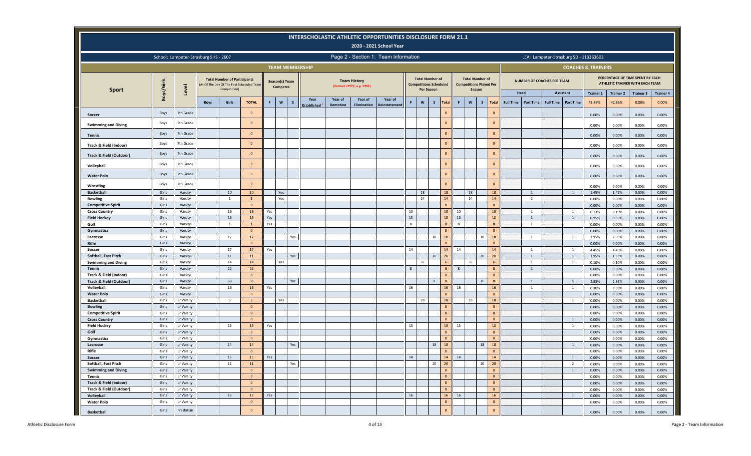# INTERSCHOLASTIC ATHLETIC OPPORTUNITIES DISCLOSURE FORM 21.1

## 2020 - 2021 School Year

School: Lampeter-Strasburg SHS - 2607

Page 2 - Section 1: Team Information

LEA: Lampeter-Strasburg SD - 113363603

| Sport | Boys/Girls | Level | Total Number of Participants (As Of The Day Of The First Scheduled Team Competition) | | | Season(s) Team Competes | | | Team History (Format =YYYY, e.g. 1955) | | | | Total Number of Competitions Scheduled Per Season | | | | Total Number of Competitions Played Per Season | | | | Number of Coaches Per Team | | | | Percentage of Time Spent by Each Athletic Trainer with Each Team | | | |
|---|---|---|---|---|---|---|---|---|---|---|---|---|---|---|---|---|---|---|---|---|---|---|---|---|---|---|---|---|
| | | | | | | | | | | | | | | | | | | | | | Head | | Assistant | | Trainer 1 | Trainer 2 | Trainer 3 | Trainer 4 |
| | | | Boys | Girls | TOTAL | F | W | S | Year Established | Year of Demotion | Year of Elimination | Year of Reinstatement | F | W | S | Total | F | W | S | Total | Full Time | Part Time | Full Time | Part Time | 42.86% | 42.86% | 0.00% | 0.00% |
| Soccer | Boys | 7th Grade | | | 0 | | | | | | | | | | | 0 | | | | 0 | | | | | 0.00% | 0.00% | 0.00% | 0.00% |
| Swimming and Diving | Boys | 7th Grade | | | 0 | | | | | | | | | | | 0 | | | | 0 | | | | | 0.00% | 0.00% | 0.00% | 0.00% |
| Tennis | Boys | 7th Grade | | | 0 | | | | | | | | | | | 0 | | | | 0 | | | | | 0.00% | 0.00% | 0.00% | 0.00% |
| Track & Field (Indoor) | Boys | 7th Grade | | | 0 | | | | | | | | | | | 0 | | | | 0 | | | | | 0.00% | 0.00% | 0.00% | 0.00% |
| Track & Field (Outdoor) | Boys | 7th Grade | | | 0 | | | | | | | | | | | 0 | | | | 0 | | | | | 0.00% | 0.00% | 0.00% | 0.00% |
| Volleyball | Boys | 7th Grade | | | 0 | | | | | | | | | | | 0 | | | | 0 | | | | | 0.00% | 0.00% | 0.00% | 0.00% |
| Water Polo | Boys | 7th Grade | | | 0 | | | | | | | | | | | 0 | | | | 0 | | | | | 0.00% | 0.00% | 0.00% | 0.00% |
| Wrestling | Boys | 7th Grade | | | 0 | | | | | | | | | | | 0 | | | | 0 | | | | | 0.00% | 0.00% | 0.00% | 0.00% |
| Basketball | Girls | Varsity | | 10 | 10 | | Yes | | | | | | | 18 | | 18 | | 18 | | 18 | | 1 | | 1 | 1.45% | 1.45% | 0.00% | 0.00% |
| Bowling | Girls | Varsity | | 1 | 1 | | Yes | | | | | | | 14 | | 14 | | 14 | | 14 | | 1 | | | 0.00% | 0.00% | 0.00% | 0.00% |
| Competitive Spirit | Girls | Varsity | | | 0 | | | | | | | | | | | 0 | | | | 0 | | | | | 0.00% | 0.00% | 0.00% | 0.00% |
| Cross Country | Girls | Varsity | | 16 | 16 | Yes | | | | | | | 10 | | | 10 | 10 | | | 10 | | 1 | | 1 | 0.13% | 0.13% | 0.00% | 0.00% |
| Field Hockey | Girls | Varsity | | 15 | 15 | Yes | | | | | | | 13 | | | 13 | 13 | | | 13 | | 1 | | 1 | 0.95% | 0.95% | 0.00% | 0.00% |
| Golf | Girls | Varsity | | 1 | 1 | Yes | | | | | | | 8 | | | 8 | 8 | | | 8 | | 1 | | | 0.00% | 0.00% | 0.00% | 0.00% |
| Gymnastics | Girls | Varsity | | | 0 | | | | | | | | | | | 0 | | | | 0 | | | | | 0.00% | 0.00% | 0.00% | 0.00% |
| Lacrosse | Girls | Varsity | | 17 | 17 | | | Yes | | | | | | | 18 | 18 | | | 18 | 18 | | 1 | | 1 | 2.95% | 2.95% | 0.00% | 0.00% |
| Rifle | Girls | Varsity | | | 0 | | | | | | | | | | | 0 | | | | 0 | | | | | 0.00% | 0.00% | 0.00% | 0.00% |
| Soccer | Girls | Varsity | | 17 | 17 | Yes | | | | | | | 14 | | | 14 | 14 | | | 14 | | 1 | | 1 | 4.45% | 4.45% | 0.00% | 0.00% |
| Softball, Fast Pitch | Girls | Varsity | | 11 | 11 | | | Yes | | | | | | | 20 | 20 | | | 20 | 20 | | 1 | | 1 | 1.95% | 1.95% | 0.00% | 0.00% |
| Swimming and Diving | Girls | Varsity | | 14 | 14 | | Yes | | | | | | | 6 | | 6 | | 6 | | 6 | | 1 | | 1 | 0.10% | 0.10% | 0.00% | 0.00% |
| Tennis | Girls | Varsity | | 22 | 22 | | | | | | | | 8 | | | 8 | 8 | | | 8 | | 1 | | | 0.00% | 0.00% | 0.00% | 0.00% |
| Track & Field (Indoor) | Girls | Varsity | | | 0 | | | | | | | | | | | 0 | | | | 0 | | | | | 0.00% | 0.00% | 0.00% | 0.00% |
| Track & Field (Outdoor) | Girls | Varsity | | 38 | 38 | | | Yes | | | | | | | 8 | 8 | | | 8 | 8 | | 1 | | 5 | 2.35% | 2.35% | 0.00% | 0.00% |
| Volleyball | Girls | Varsity | | 16 | 16 | Yes | | | | | | | 16 | | | 16 | 16 | | | 16 | | 1 | | 1 | 0.30% | 0.30% | 0.00% | 0.00% |
| Water Polo | Girls | Varsity | | | 0 | | | | | | | | | | | 0 | | | | 0 | | | | | 0.00% | 0.00% | 0.00% | 0.00% |
| Basketball | Girls | Jr Varsity | | 5 | 5 | | Yes | | | | | | | 18 | | 18 | | 18 | | 18 | | | | 1 | 0.00% | 0.00% | 0.00% | 0.00% |
| Bowling | Girls | Jr Varsity | | | 0 | | | | | | | | | | | 0 | | | | 0 | | | | | 0.00% | 0.00% | 0.00% | 0.00% |
| Competitive Spirit | Girls | Jr Varsity | | | 0 | | | | | | | | | | | 0 | | | | 0 | | | | | 0.00% | 0.00% | 0.00% | 0.00% |
| Cross Country | Girls | Jr Varsity | | | 0 | | | | | | | | | | | 0 | | | | 0 | | | | 1 | 0.00% | 0.00% | 0.00% | 0.00% |
| Field Hockey | Girls | Jr Varsity | | 15 | 15 | Yes | | | | | | | 13 | | | 13 | 13 | | | 13 | | | | 1 | 0.00% | 0.00% | 0.00% | 0.00% |
| Golf | Girls | Jr Varsity | | | 0 | | | | | | | | | | | 0 | | | | 0 | | | | | 0.00% | 0.00% | 0.00% | 0.00% |
| Gymnastics | Girls | Jr Varsity | | | 0 | | | | | | | | | | | 0 | | | | 0 | | | | | 0.00% | 0.00% | 0.00% | 0.00% |
| Lacrosse | Girls | Jr Varsity | | 14 | 14 | | | Yes | | | | | | | 18 | 18 | | | 18 | 18 | | | | 1 | 0.00% | 0.00% | 0.00% | 0.00% |
| Rifle | Girls | Jr Varsity | | | 0 | | | | | | | | | | | 0 | | | | 0 | | | | | 0.00% | 0.00% | 0.00% | 0.00% |
| Soccer | Girls | Jr Varsity | | 15 | 15 | Yes | | | | | | | 14 | | | 14 | 14 | | | 14 | | | | 1 | 0.00% | 0.00% | 0.00% | 0.00% |
| Softball, Fast Pitch | Girls | Jr Varsity | | 11 | 11 | | | Yes | | | | | | | 20 | 20 | | | 20 | 20 | | | | 2 | 0.00% | 0.00% | 0.00% | 0.00% |
| Swimming and Diving | Girls | Jr Varsity | | | 0 | | | | | | | | | | | 0 | | | | 0 | | | | 1 | 0.00% | 0.00% | 0.00% | 0.00% |
| Tennis | Girls | Jr Varsity | | | 0 | | | | | | | | | | | 0 | | | | 0 | | | | | 0.00% | 0.00% | 0.00% | 0.00% |
| Track & Field (Indoor) | Girls | Jr Varsity | | | 0 | | | | | | | | | | | 0 | | | | 0 | | | | | 0.00% | 0.00% | 0.00% | 0.00% |
| Track & Field (Outdoor) | Girls | Jr Varsity | | | 0 | | | | | | | | | | | 0 | | | | 0 | | | | | 0.00% | 0.00% | 0.00% | 0.00% |
| Volleyball | Girls | Jr Varsity | | 13 | 13 | Yes | | | | | | | 16 | | | 16 | 16 | | | 16 | | | | 1 | 0.00% | 0.00% | 0.00% | 0.00% |
| Water Polo | Girls | Jr Varsity | | | 0 | | | | | | | | | | | 0 | | | | 0 | | | | | 0.00% | 0.00% | 0.00% | 0.00% |
| Basketball | Girls | Freshman | | | 0 | | | | | | | | | | | 0 | | | | 0 | | | | | 0.00% | 0.00% | 0.00% | 0.00% |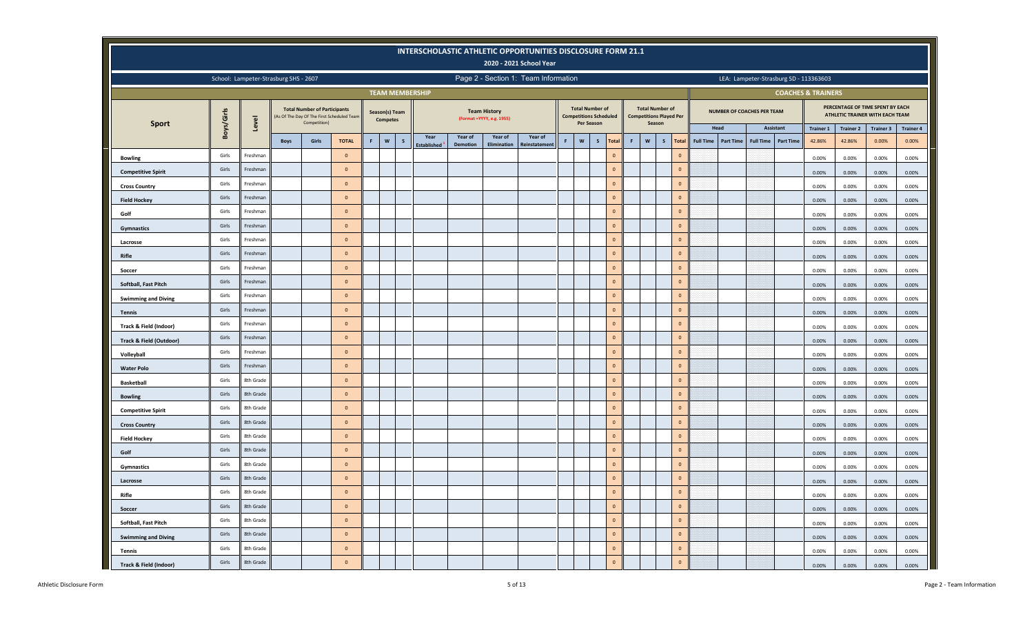# INTERSCHOLASTIC ATHLETIC OPPORTUNITIES DISCLOSURE FORM 21.1

## 2020 - 2021 School Year

School: Lampeter-Strasburg SHS - 2607

Page 2 - Section 1: Team Information

LEA: Lampeter-Strasburg SD - 113363603

| Sport | Boys/Girls | Level | TEAM MEMBERSHIP | | | | | | | | | | | | | | | | | | | | | COACHES & TRAINERS | | | | | | | |
|---|---|---|---|---|---|---|---|---|---|---|---|---|---|---|---|---|---|---|---|---|---|---|---|---|---|---|---|---|---|---|---|
| | | | Total Number of Participants (As Of The Day Of The First Scheduled Team Competition) | | | Season(s) Team Competes | | | Team History (Format =YYYY, e.g. 1955) | | | | Total Number of Competitions Scheduled Per Season | | | | Total Number of Competitions Played Per Season | | | | NUMBER OF COACHES PER TEAM | | | | PERCENTAGE OF TIME SPENT BY EACH ATHLETIC TRAINER WITH EACH TEAM | | | |
| | | | | | | | | | | | | | | | | | | | | | Head | | Assistant | | Trainer 1 | Trainer 2 | Trainer 3 | Trainer 4 |
| | | | Boys | Girls | TOTAL | F | W | S | Year Established | Year of Demotion | Year of Elimination | Year of Reinstatement | F | W | S | Total | F | W | S | Total | Full Time | Part Time | Full Time | Part Time | 42.86% | 42.86% | 0.00% | 0.00% |
| Bowling | Girls | Freshman | | | 0 | | | | | | | | | | | 0 | | | | 0 | | | | | 0.00% | 0.00% | 0.00% | 0.00% |
| Competitive Spirit | Girls | Freshman | | | 0 | | | | | | | | | | | 0 | | | | 0 | | | | | 0.00% | 0.00% | 0.00% | 0.00% |
| Cross Country | Girls | Freshman | | | 0 | | | | | | | | | | | 0 | | | | 0 | | | | | 0.00% | 0.00% | 0.00% | 0.00% |
| Field Hockey | Girls | Freshman | | | 0 | | | | | | | | | | | 0 | | | | 0 | | | | | 0.00% | 0.00% | 0.00% | 0.00% |
| Golf | Girls | Freshman | | | 0 | | | | | | | | | | | 0 | | | | 0 | | | | | 0.00% | 0.00% | 0.00% | 0.00% |
| Gymnastics | Girls | Freshman | | | 0 | | | | | | | | | | | 0 | | | | 0 | | | | | 0.00% | 0.00% | 0.00% | 0.00% |
| Lacrosse | Girls | Freshman | | | 0 | | | | | | | | | | | 0 | | | | 0 | | | | | 0.00% | 0.00% | 0.00% | 0.00% |
| Rifle | Girls | Freshman | | | 0 | | | | | | | | | | | 0 | | | | 0 | | | | | 0.00% | 0.00% | 0.00% | 0.00% |
| Soccer | Girls | Freshman | | | 0 | | | | | | | | | | | 0 | | | | 0 | | | | | 0.00% | 0.00% | 0.00% | 0.00% |
| Softball, Fast Pitch | Girls | Freshman | | | 0 | | | | | | | | | | | 0 | | | | 0 | | | | | 0.00% | 0.00% | 0.00% | 0.00% |
| Swimming and Diving | Girls | Freshman | | | 0 | | | | | | | | | | | 0 | | | | 0 | | | | | 0.00% | 0.00% | 0.00% | 0.00% |
| Tennis | Girls | Freshman | | | 0 | | | | | | | | | | | 0 | | | | 0 | | | | | 0.00% | 0.00% | 0.00% | 0.00% |
| Track & Field (Indoor) | Girls | Freshman | | | 0 | | | | | | | | | | | 0 | | | | 0 | | | | | 0.00% | 0.00% | 0.00% | 0.00% |
| Track & Field (Outdoor) | Girls | Freshman | | | 0 | | | | | | | | | | | 0 | | | | 0 | | | | | 0.00% | 0.00% | 0.00% | 0.00% |
| Volleyball | Girls | Freshman | | | 0 | | | | | | | | | | | 0 | | | | 0 | | | | | 0.00% | 0.00% | 0.00% | 0.00% |
| Water Polo | Girls | Freshman | | | 0 | | | | | | | | | | | 0 | | | | 0 | | | | | 0.00% | 0.00% | 0.00% | 0.00% |
| Basketball | Girls | 8th Grade | | | 0 | | | | | | | | | | | 0 | | | | 0 | | | | | 0.00% | 0.00% | 0.00% | 0.00% |
| Bowling | Girls | 8th Grade | | | 0 | | | | | | | | | | | 0 | | | | 0 | | | | | 0.00% | 0.00% | 0.00% | 0.00% |
| Competitive Spirit | Girls | 8th Grade | | | 0 | | | | | | | | | | | 0 | | | | 0 | | | | | 0.00% | 0.00% | 0.00% | 0.00% |
| Cross Country | Girls | 8th Grade | | | 0 | | | | | | | | | | | 0 | | | | 0 | | | | | 0.00% | 0.00% | 0.00% | 0.00% |
| Field Hockey | Girls | 8th Grade | | | 0 | | | | | | | | | | | 0 | | | | 0 | | | | | 0.00% | 0.00% | 0.00% | 0.00% |
| Golf | Girls | 8th Grade | | | 0 | | | | | | | | | | | 0 | | | | 0 | | | | | 0.00% | 0.00% | 0.00% | 0.00% |
| Gymnastics | Girls | 8th Grade | | | 0 | | | | | | | | | | | 0 | | | | 0 | | | | | 0.00% | 0.00% | 0.00% | 0.00% |
| Lacrosse | Girls | 8th Grade | | | 0 | | | | | | | | | | | 0 | | | | 0 | | | | | 0.00% | 0.00% | 0.00% | 0.00% |
| Rifle | Girls | 8th Grade | | | 0 | | | | | | | | | | | 0 | | | | 0 | | | | | 0.00% | 0.00% | 0.00% | 0.00% |
| Soccer | Girls | 8th Grade | | | 0 | | | | | | | | | | | 0 | | | | 0 | | | | | 0.00% | 0.00% | 0.00% | 0.00% |
| Softball, Fast Pitch | Girls | 8th Grade | | | 0 | | | | | | | | | | | 0 | | | | 0 | | | | | 0.00% | 0.00% | 0.00% | 0.00% |
| Swimming and Diving | Girls | 8th Grade | | | 0 | | | | | | | | | | | 0 | | | | 0 | | | | | 0.00% | 0.00% | 0.00% | 0.00% |
| Tennis | Girls | 8th Grade | | | 0 | | | | | | | | | | | 0 | | | | 0 | | | | | 0.00% | 0.00% | 0.00% | 0.00% |
| Track & Field (Indoor) | Girls | 8th Grade | | | 0 | | | | | | | | | | | 0 | | | | 0 | | | | | 0.00% | 0.00% | 0.00% | 0.00% |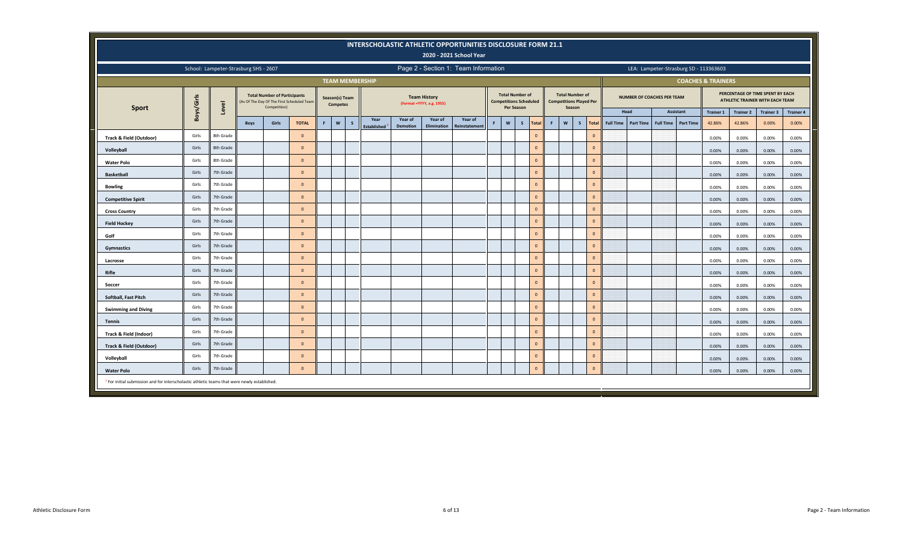# INTERSCHOLASTIC ATHLETIC OPPORTUNITIES DISCLOSURE FORM 21.1

## 2020 - 2021 School Year

School: Lampeter-Strasburg SHS - 2607

Page 2 - Section 1: Team Information

LEA: Lampeter-Strasburg SD - 113363603

| TEAM MEMBERSHIP | | | | | | | | | | | | | | | | | | | | | | | | | COACHES & TRAINERS | | | | | | | |
|---|---|---|---|---|---|---|---|---|---|---|---|---|---|---|---|---|---|---|---|---|---|---|---|---|---|---|---|---|---|---|---|---|
| Sport | Boys/Girls | Level | Total Number of Participants (As Of The Day Of The First Scheduled Team Competition) | | | Season(s) Team Competes | | | Team History (Format =YYYY, e.g. 1955) | | | | Total Number of Competitions Scheduled Per Season | | | | Total Number of Competitions Played Per Season | | | | NUMBER OF COACHES PER TEAM | | | | PERCENTAGE OF TIME SPENT BY EACH ATHLETIC TRAINER WITH EACH TEAM | | | |
| | | | | | | | | | | | | | | | | | | | | | Head | | Assistant | | Trainer 1 | Trainer 2 | Trainer 3 | Trainer 4 |
| | | | Boys | Girls | TOTAL | F | W | S | Year Established[1] | Year of Demotion | Year of Elimination | Year of Reinstatement | F | W | S | Total | F | W | S | Total | Full Time | Part Time | Full Time | Part Time | 42.86% | 42.86% | 0.00% | 0.00% |
| Track & Field (Outdoor) | Girls | 8th Grade | | | 0 | | | | | | | | | | | 0 | | | | 0 | | | | | 0.00% | 0.00% | 0.00% | 0.00% |
| Volleyball | Girls | 8th Grade | | | 0 | | | | | | | | | | | 0 | | | | 0 | | | | | 0.00% | 0.00% | 0.00% | 0.00% |
| Water Polo | Girls | 8th Grade | | | 0 | | | | | | | | | | | 0 | | | | 0 | | | | | 0.00% | 0.00% | 0.00% | 0.00% |
| Basketball | Girls | 7th Grade | | | 0 | | | | | | | | | | | 0 | | | | 0 | | | | | 0.00% | 0.00% | 0.00% | 0.00% |
| Bowling | Girls | 7th Grade | | | 0 | | | | | | | | | | | 0 | | | | 0 | | | | | 0.00% | 0.00% | 0.00% | 0.00% |
| Competitive Spirit | Girls | 7th Grade | | | 0 | | | | | | | | | | | 0 | | | | 0 | | | | | 0.00% | 0.00% | 0.00% | 0.00% |
| Cross Country | Girls | 7th Grade | | | 0 | | | | | | | | | | | 0 | | | | 0 | | | | | 0.00% | 0.00% | 0.00% | 0.00% |
| Field Hockey | Girls | 7th Grade | | | 0 | | | | | | | | | | | 0 | | | | 0 | | | | | 0.00% | 0.00% | 0.00% | 0.00% |
| Golf | Girls | 7th Grade | | | 0 | | | | | | | | | | | 0 | | | | 0 | | | | | 0.00% | 0.00% | 0.00% | 0.00% |
| Gymnastics | Girls | 7th Grade | | | 0 | | | | | | | | | | | 0 | | | | 0 | | | | | 0.00% | 0.00% | 0.00% | 0.00% |
| Lacrosse | Girls | 7th Grade | | | 0 | | | | | | | | | | | 0 | | | | 0 | | | | | 0.00% | 0.00% | 0.00% | 0.00% |
| Rifle | Girls | 7th Grade | | | 0 | | | | | | | | | | | 0 | | | | 0 | | | | | 0.00% | 0.00% | 0.00% | 0.00% |
| Soccer | Girls | 7th Grade | | | 0 | | | | | | | | | | | 0 | | | | 0 | | | | | 0.00% | 0.00% | 0.00% | 0.00% |
| Softball, Fast Pitch | Girls | 7th Grade | | | 0 | | | | | | | | | | | 0 | | | | 0 | | | | | 0.00% | 0.00% | 0.00% | 0.00% |
| Swimming and Diving | Girls | 7th Grade | | | 0 | | | | | | | | | | | 0 | | | | 0 | | | | | 0.00% | 0.00% | 0.00% | 0.00% |
| Tennis | Girls | 7th Grade | | | 0 | | | | | | | | | | | 0 | | | | 0 | | | | | 0.00% | 0.00% | 0.00% | 0.00% |
| Track & Field (Indoor) | Girls | 7th Grade | | | 0 | | | | | | | | | | | 0 | | | | 0 | | | | | 0.00% | 0.00% | 0.00% | 0.00% |
| Track & Field (Outdoor) | Girls | 7th Grade | | | 0 | | | | | | | | | | | 0 | | | | 0 | | | | | 0.00% | 0.00% | 0.00% | 0.00% |
| Volleyball | Girls | 7th Grade | | | 0 | | | | | | | | | | | 0 | | | | 0 | | | | | 0.00% | 0.00% | 0.00% | 0.00% |
| Water Polo | Girls | 7th Grade | | | 0 | | | | | | | | | | | 0 | | | | 0 | | | | | 0.00% | 0.00% | 0.00% | 0.00% |

[1] For initial submission and for interscholastic athletic teams that were newly established.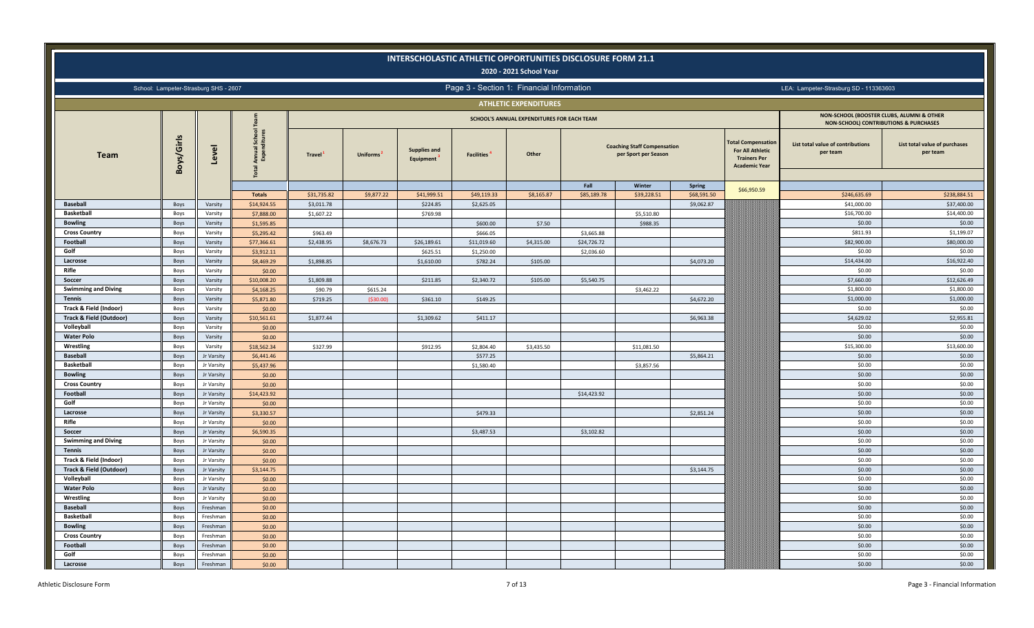# INTERSCHOLASTIC ATHLETIC OPPORTUNITIES DISCLOSURE FORM 21.1

## 2020 - 2021 School Year

School: Lampeter-Strasburg SHS - 2607

Page 3 - Section 1: Financial Information

LEA: Lampeter-Strasburg SD - 113363603

### ATHLETIC EXPENDITURES

| Team | Boys/Girls | Level | Total Annual School Team Expenditures | SCHOOL'S ANNUAL EXPENDITURES FOR EACH TEAM | | | | | | | | | | NON-SCHOOL (BOOSTER CLUBS, ALUMNI & OTHER NON-SCHOOL) CONTRIBUTIONS & PURCHASES | |
|---|---|---|---|---|---|---|---|---|---|---|---|---|---|---|
| | | | | Travel[1] | Uniforms[2] | Supplies and Equipment[3] | Facilities[4] | Other | Coaching Staff Compensation per Sport per Season | | | Total Compensation For All Athletic Trainers Per Academic Year | List total value of contributions per team | List total value of purchases per team |
| | | | | | | | | | Fall | Winter | Spring | | | |
| | | | Totals | $31,735.82 | $9,877.22 | $41,999.51 | $49,119.33 | $8,165.87 | $85,189.78 | $39,228.51 | $68,591.50 | $66,950.59 | $246,635.69 | $238,884.51 |
| Baseball | Boys | Varsity | $14,924.55 | $3,011.78 | | $224.85 | $2,625.05 | | | | $9,062.87 | | $41,000.00 | $37,400.00 |
| Basketball | Boys | Varsity | $7,888.00 | $1,607.22 | | $769.98 | | | | $5,510.80 | | | $16,700.00 | $14,400.00 |
| Bowling | Boys | Varsity | $1,595.85 | | | | $600.00 | $7.50 | | $988.35 | | | $0.00 | $0.00 |
| Cross Country | Boys | Varsity | $5,295.42 | $963.49 | | | $666.05 | | $3,665.88 | | | | $811.93 | $1,199.07 |
| Football | Boys | Varsity | $77,366.61 | $2,438.95 | $8,676.73 | $26,189.61 | $11,019.60 | $4,315.00 | $24,726.72 | | | | $82,900.00 | $80,000.00 |
| Golf | Boys | Varsity | $3,912.11 | | | $625.51 | $1,250.00 | | $2,036.60 | | | | $0.00 | $0.00 |
| Lacrosse | Boys | Varsity | $8,469.29 | $1,898.85 | | $1,610.00 | $782.24 | $105.00 | | | $4,073.20 | | $14,434.00 | $16,922.40 |
| Rifle | Boys | Varsity | $0.00 | | | | | | | | | | $0.00 | $0.00 |
| Soccer | Boys | Varsity | $10,008.20 | $1,809.88 | | $211.85 | $2,340.72 | $105.00 | $5,540.75 | | | | $7,660.00 | $12,626.49 |
| Swimming and Diving | Boys | Varsity | $4,168.25 | $90.79 | $615.24 | | | | | $3,462.22 | | | $1,800.00 | $1,800.00 |
| Tennis | Boys | Varsity | $5,871.80 | $719.25 | ($30.00) | $361.10 | $149.25 | | | | $4,672.20 | | $1,000.00 | $1,000.00 |
| Track & Field (Indoor) | Boys | Varsity | $0.00 | | | | | | | | | | $0.00 | $0.00 |
| Track & Field (Outdoor) | Boys | Varsity | $10,561.61 | $1,877.44 | | $1,309.62 | $411.17 | | | | $6,963.38 | | $4,629.02 | $2,955.81 |
| Volleyball | Boys | Varsity | $0.00 | | | | | | | | | | $0.00 | $0.00 |
| Water Polo | Boys | Varsity | $0.00 | | | | | | | | | | $0.00 | $0.00 |
| Wrestling | Boys | Varsity | $18,562.34 | $327.99 | | $912.95 | $2,804.40 | $3,435.50 | | $11,081.50 | | | $15,300.00 | $13,600.00 |
| Baseball | Boys | Jr Varsity | $6,441.46 | | | | $577.25 | | | | $5,864.21 | | $0.00 | $0.00 |
| Basketball | Boys | Jr Varsity | $5,437.96 | | | | $1,580.40 | | | $3,857.56 | | | $0.00 | $0.00 |
| Bowling | Boys | Jr Varsity | $0.00 | | | | | | | | | | $0.00 | $0.00 |
| Cross Country | Boys | Jr Varsity | $0.00 | | | | | | | | | | $0.00 | $0.00 |
| Football | Boys | Jr Varsity | $14,423.92 | | | | | | $14,423.92 | | | | $0.00 | $0.00 |
| Golf | Boys | Jr Varsity | $0.00 | | | | | | | | | | $0.00 | $0.00 |
| Lacrosse | Boys | Jr Varsity | $3,330.57 | | | | $479.33 | | | | $2,851.24 | | $0.00 | $0.00 |
| Rifle | Boys | Jr Varsity | $0.00 | | | | | | | | | | $0.00 | $0.00 |
| Soccer | Boys | Jr Varsity | $6,590.35 | | | | $3,487.53 | | $3,102.82 | | | | $0.00 | $0.00 |
| Swimming and Diving | Boys | Jr Varsity | $0.00 | | | | | | | | | | $0.00 | $0.00 |
| Tennis | Boys | Jr Varsity | $0.00 | | | | | | | | | | $0.00 | $0.00 |
| Track & Field (Indoor) | Boys | Jr Varsity | $0.00 | | | | | | | | | | $0.00 | $0.00 |
| Track & Field (Outdoor) | Boys | Jr Varsity | $3,144.75 | | | | | | | | $3,144.75 | | $0.00 | $0.00 |
| Volleyball | Boys | Jr Varsity | $0.00 | | | | | | | | | | $0.00 | $0.00 |
| Water Polo | Boys | Jr Varsity | $0.00 | | | | | | | | | | $0.00 | $0.00 |
| Wrestling | Boys | Jr Varsity | $0.00 | | | | | | | | | | $0.00 | $0.00 |
| Baseball | Boys | Freshman | $0.00 | | | | | | | | | | $0.00 | $0.00 |
| Basketball | Boys | Freshman | $0.00 | | | | | | | | | | $0.00 | $0.00 |
| Bowling | Boys | Freshman | $0.00 | | | | | | | | | | $0.00 | $0.00 |
| Cross Country | Boys | Freshman | $0.00 | | | | | | | | | | $0.00 | $0.00 |
| Football | Boys | Freshman | $0.00 | | | | | | | | | | $0.00 | $0.00 |
| Golf | Boys | Freshman | $0.00 | | | | | | | | | | $0.00 | $0.00 |
| Lacrosse | Boys | Freshman | $0.00 | | | | | | | | | | $0.00 | $0.00 |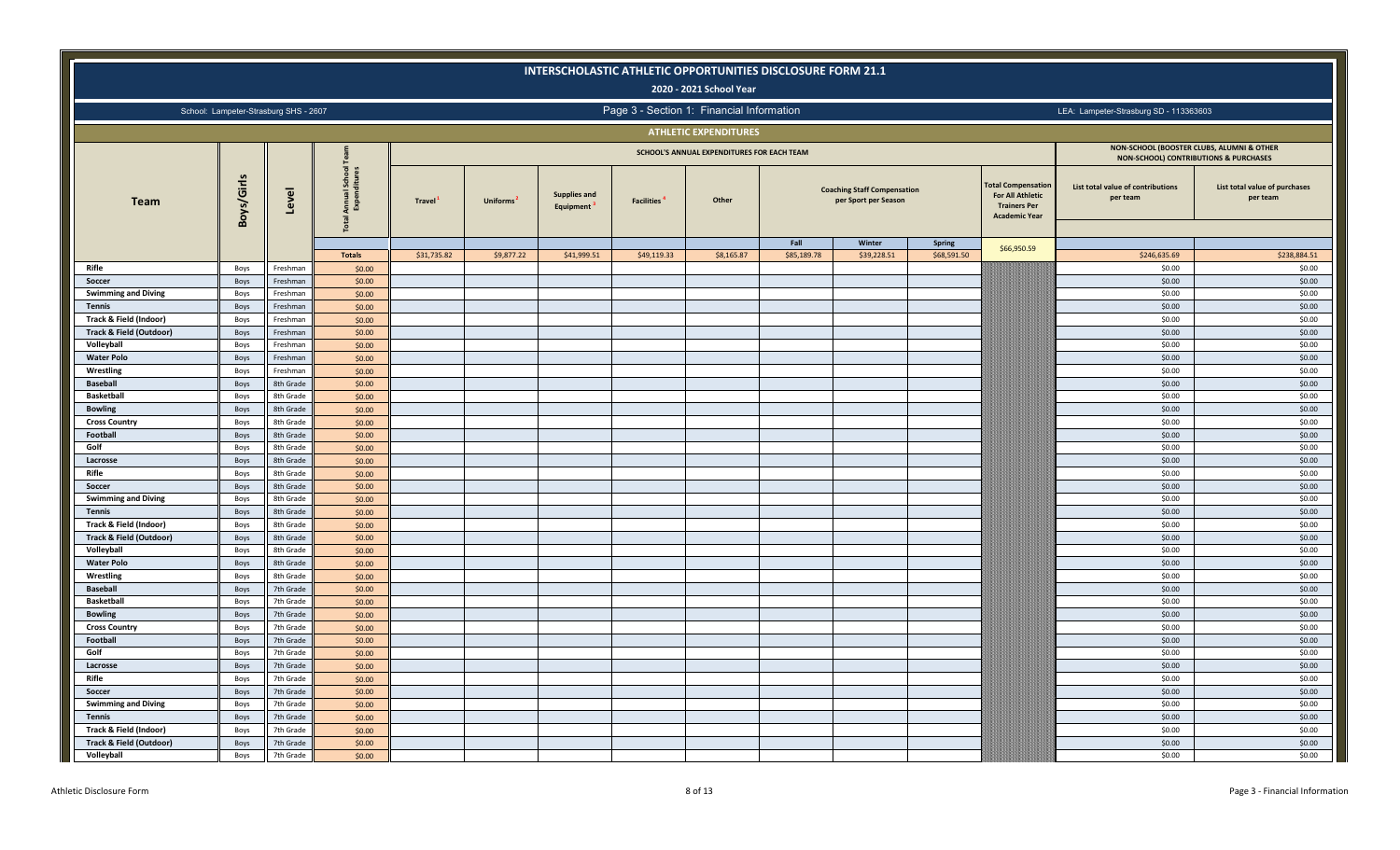# INTERSCHOLASTIC ATHLETIC OPPORTUNITIES DISCLOSURE FORM 21.1

## 2020 - 2021 School Year

School: Lampeter-Strasburg SHS - 2607

Page 3 - Section 1: Financial Information

LEA: Lampeter-Strasburg SD - 113363603

### ATHLETIC EXPENDITURES

| Team | Boys/Girls | Level | Total Annual School Team Expenditures | SCHOOL'S ANNUAL EXPENDITURES FOR EACH TEAM | | | | | | | | Total Compensation For All Athletic Trainers Per Academic Year | NON-SCHOOL (BOOSTER CLUBS, ALUMNI & OTHER NON-SCHOOL) CONTRIBUTIONS & PURCHASES | |
|---|---|---|---|---|---|---|---|---|---|---|---|---|---|---|
| | | | | Travel [1] | Uniforms [2] | Supplies and Equipment [3] | Facilities [4] | Other | Coaching Staff Compensation per Sport per Season | | | | List total value of contributions per team | List total value of purchases per team |
| | | | | | | | | | Fall | Winter | Spring | | | |
| | | | Totals | $31,735.82 | $9,877.22 | $41,999.51 | $49,119.33 | $8,165.87 | $85,189.78 | $39,228.51 | $68,591.50 | $66,950.59 | $246,635.69 | $238,884.51 |
| Rifle | Boys | Freshman | $0.00 | | | | | | | | | | $0.00 | $0.00 |
| Soccer | Boys | Freshman | $0.00 | | | | | | | | | | $0.00 | $0.00 |
| Swimming and Diving | Boys | Freshman | $0.00 | | | | | | | | | | $0.00 | $0.00 |
| Tennis | Boys | Freshman | $0.00 | | | | | | | | | | $0.00 | $0.00 |
| Track & Field (Indoor) | Boys | Freshman | $0.00 | | | | | | | | | | $0.00 | $0.00 |
| Track & Field (Outdoor) | Boys | Freshman | $0.00 | | | | | | | | | | $0.00 | $0.00 |
| Volleyball | Boys | Freshman | $0.00 | | | | | | | | | | $0.00 | $0.00 |
| Water Polo | Boys | Freshman | $0.00 | | | | | | | | | | $0.00 | $0.00 |
| Wrestling | Boys | Freshman | $0.00 | | | | | | | | | | $0.00 | $0.00 |
| Baseball | Boys | 8th Grade | $0.00 | | | | | | | | | | $0.00 | $0.00 |
| Basketball | Boys | 8th Grade | $0.00 | | | | | | | | | | $0.00 | $0.00 |
| Bowling | Boys | 8th Grade | $0.00 | | | | | | | | | | $0.00 | $0.00 |
| Cross Country | Boys | 8th Grade | $0.00 | | | | | | | | | | $0.00 | $0.00 |
| Football | Boys | 8th Grade | $0.00 | | | | | | | | | | $0.00 | $0.00 |
| Golf | Boys | 8th Grade | $0.00 | | | | | | | | | | $0.00 | $0.00 |
| Lacrosse | Boys | 8th Grade | $0.00 | | | | | | | | | | $0.00 | $0.00 |
| Rifle | Boys | 8th Grade | $0.00 | | | | | | | | | | $0.00 | $0.00 |
| Soccer | Boys | 8th Grade | $0.00 | | | | | | | | | | $0.00 | $0.00 |
| Swimming and Diving | Boys | 8th Grade | $0.00 | | | | | | | | | | $0.00 | $0.00 |
| Tennis | Boys | 8th Grade | $0.00 | | | | | | | | | | $0.00 | $0.00 |
| Track & Field (Indoor) | Boys | 8th Grade | $0.00 | | | | | | | | | | $0.00 | $0.00 |
| Track & Field (Outdoor) | Boys | 8th Grade | $0.00 | | | | | | | | | | $0.00 | $0.00 |
| Volleyball | Boys | 8th Grade | $0.00 | | | | | | | | | | $0.00 | $0.00 |
| Water Polo | Boys | 8th Grade | $0.00 | | | | | | | | | | $0.00 | $0.00 |
| Wrestling | Boys | 8th Grade | $0.00 | | | | | | | | | | $0.00 | $0.00 |
| Baseball | Boys | 7th Grade | $0.00 | | | | | | | | | | $0.00 | $0.00 |
| Basketball | Boys | 7th Grade | $0.00 | | | | | | | | | | $0.00 | $0.00 |
| Bowling | Boys | 7th Grade | $0.00 | | | | | | | | | | $0.00 | $0.00 |
| Cross Country | Boys | 7th Grade | $0.00 | | | | | | | | | | $0.00 | $0.00 |
| Football | Boys | 7th Grade | $0.00 | | | | | | | | | | $0.00 | $0.00 |
| Golf | Boys | 7th Grade | $0.00 | | | | | | | | | | $0.00 | $0.00 |
| Lacrosse | Boys | 7th Grade | $0.00 | | | | | | | | | | $0.00 | $0.00 |
| Rifle | Boys | 7th Grade | $0.00 | | | | | | | | | | $0.00 | $0.00 |
| Soccer | Boys | 7th Grade | $0.00 | | | | | | | | | | $0.00 | $0.00 |
| Swimming and Diving | Boys | 7th Grade | $0.00 | | | | | | | | | | $0.00 | $0.00 |
| Tennis | Boys | 7th Grade | $0.00 | | | | | | | | | | $0.00 | $0.00 |
| Track & Field (Indoor) | Boys | 7th Grade | $0.00 | | | | | | | | | | $0.00 | $0.00 |
| Track & Field (Outdoor) | Boys | 7th Grade | $0.00 | | | | | | | | | | $0.00 | $0.00 |
| Volleyball | Boys | 7th Grade | $0.00 | | | | | | | | | | $0.00 | $0.00 |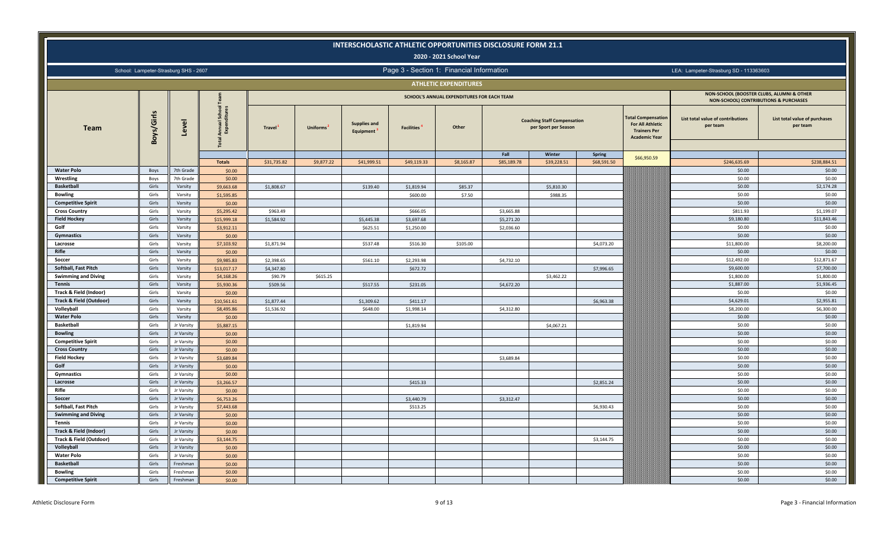# INTERSCHOLASTIC ATHLETIC OPPORTUNITIES DISCLOSURE FORM 21.1

## 2020 - 2021 School Year

School: Lampeter-Strasburg SHS - 2607

Page 3 - Section 1: Financial Information

LEA: Lampeter-Strasburg SD - 113363603

### ATHLETIC EXPENDITURES

| Team | Boys/Girls | Level | Total Annual School Team Expenditures | SCHOOL'S ANNUAL EXPENDITURES FOR EACH TEAM | | | | | | | | | NON-SCHOOL (BOOSTER CLUBS, ALUMNI & OTHER NON-SCHOOL) CONTRIBUTIONS & PURCHASES | |
|---|---|---|---|---|---|---|---|---|---|---|---|---|---|---|
| | | | | Travel[1] | Uniforms[2] | Supplies and Equipment[3] | Facilities[4] | Other | Coaching Staff Compensation per Sport per Season | | | Total Compensation For All Athletic Trainers Per Academic Year | List total value of contributions per team | List total value of purchases per team |
| | | | | | | | | | Fall | Winter | Spring | | | |
| | | | Totals | $31,735.82 | $9,877.22 | $41,999.51 | $49,119.33 | $8,165.87 | $85,189.78 | $39,228.51 | $68,591.50 | $66,950.59 | $246,635.69 | $238,884.51 |
| Water Polo | Boys | 7th Grade | $0.00 | | | | | | | | | | $0.00 | $0.00 |
| Wrestling | Boys | 7th Grade | $0.00 | | | | | | | | | | $0.00 | $0.00 |
| Basketball | Girls | Varsity | $9,663.68 | $1,808.67 | | $139.40 | $1,819.94 | $85.37 | | $5,810.30 | | | $0.00 | $2,174.28 |
| Bowling | Girls | Varsity | $1,595.85 | | | | $600.00 | $7.50 | | $988.35 | | | $0.00 | $0.00 |
| Competitive Spirit | Girls | Varsity | $0.00 | | | | | | | | | | $0.00 | $0.00 |
| Cross Country | Girls | Varsity | $5,295.42 | $963.49 | | | $666.05 | | $3,665.88 | | | | $811.93 | $1,199.07 |
| Field Hockey | Girls | Varsity | $15,999.18 | $1,584.92 | | $5,445.38 | $3,697.68 | | $5,271.20 | | | | $9,180.80 | $11,843.46 |
| Golf | Girls | Varsity | $3,912.11 | | | $625.51 | $1,250.00 | | $2,036.60 | | | | $0.00 | $0.00 |
| Gymnastics | Girls | Varsity | $0.00 | | | | | | | | | | $0.00 | $0.00 |
| Lacrosse | Girls | Varsity | $7,103.92 | $1,871.94 | | $537.48 | $516.30 | $105.00 | | | $4,073.20 | | $11,800.00 | $8,200.00 |
| Rifle | Girls | Varsity | $0.00 | | | | | | | | | | $0.00 | $0.00 |
| Soccer | Girls | Varsity | $9,985.83 | $2,398.65 | | $561.10 | $2,293.98 | | $4,732.10 | | | | $12,492.00 | $12,871.67 |
| Softball, Fast Pitch | Girls | Varsity | $13,017.17 | $4,347.80 | | | $672.72 | | | | $7,996.65 | | $9,600.00 | $7,700.00 |
| Swimming and Diving | Girls | Varsity | $4,168.26 | $90.79 | $615.25 | | | | | $3,462.22 | | | $1,800.00 | $1,800.00 |
| Tennis | Girls | Varsity | $5,930.36 | $509.56 | | $517.55 | $231.05 | | $4,672.20 | | | | $1,887.00 | $1,936.45 |
| Track & Field (Indoor) | Girls | Varsity | $0.00 | | | | | | | | | | $0.00 | $0.00 |
| Track & Field (Outdoor) | Girls | Varsity | $10,561.61 | $1,877.44 | | $1,309.62 | $411.17 | | | | $6,963.38 | | $4,629.01 | $2,955.81 |
| Volleyball | Girls | Varsity | $8,495.86 | $1,536.92 | | $648.00 | $1,998.14 | | $4,312.80 | | | | $8,200.00 | $6,300.00 |
| Water Polo | Girls | Varsity | $0.00 | | | | | | | | | | $0.00 | $0.00 |
| Basketball | Girls | Jr Varsity | $5,887.15 | | | | $1,819.94 | | | $4,067.21 | | | $0.00 | $0.00 |
| Bowling | Girls | Jr Varsity | $0.00 | | | | | | | | | | $0.00 | $0.00 |
| Competitive Spirit | Girls | Jr Varsity | $0.00 | | | | | | | | | | $0.00 | $0.00 |
| Cross Country | Girls | Jr Varsity | $0.00 | | | | | | | | | | $0.00 | $0.00 |
| Field Hockey | Girls | Jr Varsity | $3,689.84 | | | | | | $3,689.84 | | | | $0.00 | $0.00 |
| Golf | Girls | Jr Varsity | $0.00 | | | | | | | | | | $0.00 | $0.00 |
| Gymnastics | Girls | Jr Varsity | $0.00 | | | | | | | | | | $0.00 | $0.00 |
| Lacrosse | Girls | Jr Varsity | $3,266.57 | | | | $415.33 | | | | $2,851.24 | | $0.00 | $0.00 |
| Rifle | Girls | Jr Varsity | $0.00 | | | | | | | | | | $0.00 | $0.00 |
| Soccer | Girls | Jr Varsity | $6,753.26 | | | | $3,440.79 | | $3,312.47 | | | | $0.00 | $0.00 |
| Softball, Fast Pitch | Girls | Jr Varsity | $7,443.68 | | | | $513.25 | | | | $6,930.43 | | $0.00 | $0.00 |
| Swimming and Diving | Girls | Jr Varsity | $0.00 | | | | | | | | | | $0.00 | $0.00 |
| Tennis | Girls | Jr Varsity | $0.00 | | | | | | | | | | $0.00 | $0.00 |
| Track & Field (Indoor) | Girls | Jr Varsity | $0.00 | | | | | | | | | | $0.00 | $0.00 |
| Track & Field (Outdoor) | Girls | Jr Varsity | $3,144.75 | | | | | | | | $3,144.75 | | $0.00 | $0.00 |
| Volleyball | Girls | Jr Varsity | $0.00 | | | | | | | | | | $0.00 | $0.00 |
| Water Polo | Girls | Jr Varsity | $0.00 | | | | | | | | | | $0.00 | $0.00 |
| Basketball | Girls | Freshman | $0.00 | | | | | | | | | | $0.00 | $0.00 |
| Bowling | Girls | Freshman | $0.00 | | | | | | | | | | $0.00 | $0.00 |
| Competitive Spirit | Girls | Freshman | $0.00 | | | | | | | | | | $0.00 | $0.00 |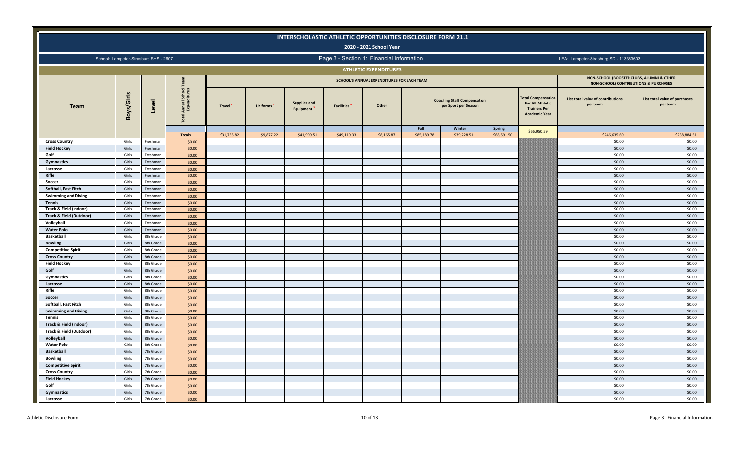# INTERSCHOLASTIC ATHLETIC OPPORTUNITIES DISCLOSURE FORM 21.1

## 2020 - 2021 School Year

School: Lampeter-Strasburg SHS - 2607

Page 3 - Section 1: Financial Information

LEA: Lampeter-Strasburg SD - 113363603

### ATHLETIC EXPENDITURES

| Team | Boys/Girls | Level | Total Annual School Team Expenditures | SCHOOL'S ANNUAL EXPENDITURES FOR EACH TEAM | | | | | | | | | NON-SCHOOL (BOOSTER CLUBS, ALUMNI & OTHER NON-SCHOOL) CONTRIBUTIONS & PURCHASES | |
|---|---|---|---|---|---|---|---|---|---|---|---|---|---|---|
| | | | | Travel [1] | Uniforms [2] | Supplies and Equipment [3] | Facilities [4] | Other | Coaching Staff Compensation per Sport per Season | | | Total Compensation For All Athletic Trainers Per Academic Year | List total value of contributions per team | List total value of purchases per team |
| | | | | | | | | | Fall | Winter | Spring | | | |
| | | | Totals | $31,735.82 | $9,877.22 | $41,999.51 | $49,119.33 | $8,165.87 | $85,189.78 | $39,228.51 | $68,591.50 | $66,950.59 | $246,635.69 | $238,884.51 |
| Cross Country | Girls | Freshman | $0.00 | | | | | | | | | | $0.00 | $0.00 |
| Field Hockey | Girls | Freshman | $0.00 | | | | | | | | | | $0.00 | $0.00 |
| Golf | Girls | Freshman | $0.00 | | | | | | | | | | $0.00 | $0.00 |
| Gymnastics | Girls | Freshman | $0.00 | | | | | | | | | | $0.00 | $0.00 |
| Lacrosse | Girls | Freshman | $0.00 | | | | | | | | | | $0.00 | $0.00 |
| Rifle | Girls | Freshman | $0.00 | | | | | | | | | | $0.00 | $0.00 |
| Soccer | Girls | Freshman | $0.00 | | | | | | | | | | $0.00 | $0.00 |
| Softball, Fast Pitch | Girls | Freshman | $0.00 | | | | | | | | | | $0.00 | $0.00 |
| Swimming and Diving | Girls | Freshman | $0.00 | | | | | | | | | | $0.00 | $0.00 |
| Tennis | Girls | Freshman | $0.00 | | | | | | | | | | $0.00 | $0.00 |
| Track & Field (Indoor) | Girls | Freshman | $0.00 | | | | | | | | | | $0.00 | $0.00 |
| Track & Field (Outdoor) | Girls | Freshman | $0.00 | | | | | | | | | | $0.00 | $0.00 |
| Volleyball | Girls | Freshman | $0.00 | | | | | | | | | | $0.00 | $0.00 |
| Water Polo | Girls | Freshman | $0.00 | | | | | | | | | | $0.00 | $0.00 |
| Basketball | Girls | 8th Grade | $0.00 | | | | | | | | | | $0.00 | $0.00 |
| Bowling | Girls | 8th Grade | $0.00 | | | | | | | | | | $0.00 | $0.00 |
| Competitive Spirit | Girls | 8th Grade | $0.00 | | | | | | | | | | $0.00 | $0.00 |
| Cross Country | Girls | 8th Grade | $0.00 | | | | | | | | | | $0.00 | $0.00 |
| Field Hockey | Girls | 8th Grade | $0.00 | | | | | | | | | | $0.00 | $0.00 |
| Golf | Girls | 8th Grade | $0.00 | | | | | | | | | | $0.00 | $0.00 |
| Gymnastics | Girls | 8th Grade | $0.00 | | | | | | | | | | $0.00 | $0.00 |
| Lacrosse | Girls | 8th Grade | $0.00 | | | | | | | | | | $0.00 | $0.00 |
| Rifle | Girls | 8th Grade | $0.00 | | | | | | | | | | $0.00 | $0.00 |
| Soccer | Girls | 8th Grade | $0.00 | | | | | | | | | | $0.00 | $0.00 |
| Softball, Fast Pitch | Girls | 8th Grade | $0.00 | | | | | | | | | | $0.00 | $0.00 |
| Swimming and Diving | Girls | 8th Grade | $0.00 | | | | | | | | | | $0.00 | $0.00 |
| Tennis | Girls | 8th Grade | $0.00 | | | | | | | | | | $0.00 | $0.00 |
| Track & Field (Indoor) | Girls | 8th Grade | $0.00 | | | | | | | | | | $0.00 | $0.00 |
| Track & Field (Outdoor) | Girls | 8th Grade | $0.00 | | | | | | | | | | $0.00 | $0.00 |
| Volleyball | Girls | 8th Grade | $0.00 | | | | | | | | | | $0.00 | $0.00 |
| Water Polo | Girls | 8th Grade | $0.00 | | | | | | | | | | $0.00 | $0.00 |
| Basketball | Girls | 7th Grade | $0.00 | | | | | | | | | | $0.00 | $0.00 |
| Bowling | Girls | 7th Grade | $0.00 | | | | | | | | | | $0.00 | $0.00 |
| Competitive Spirit | Girls | 7th Grade | $0.00 | | | | | | | | | | $0.00 | $0.00 |
| Cross Country | Girls | 7th Grade | $0.00 | | | | | | | | | | $0.00 | $0.00 |
| Field Hockey | Girls | 7th Grade | $0.00 | | | | | | | | | | $0.00 | $0.00 |
| Golf | Girls | 7th Grade | $0.00 | | | | | | | | | | $0.00 | $0.00 |
| Gymnastics | Girls | 7th Grade | $0.00 | | | | | | | | | | $0.00 | $0.00 |
| Lacrosse | Girls | 7th Grade | $0.00 | | | | | | | | | | $0.00 | $0.00 |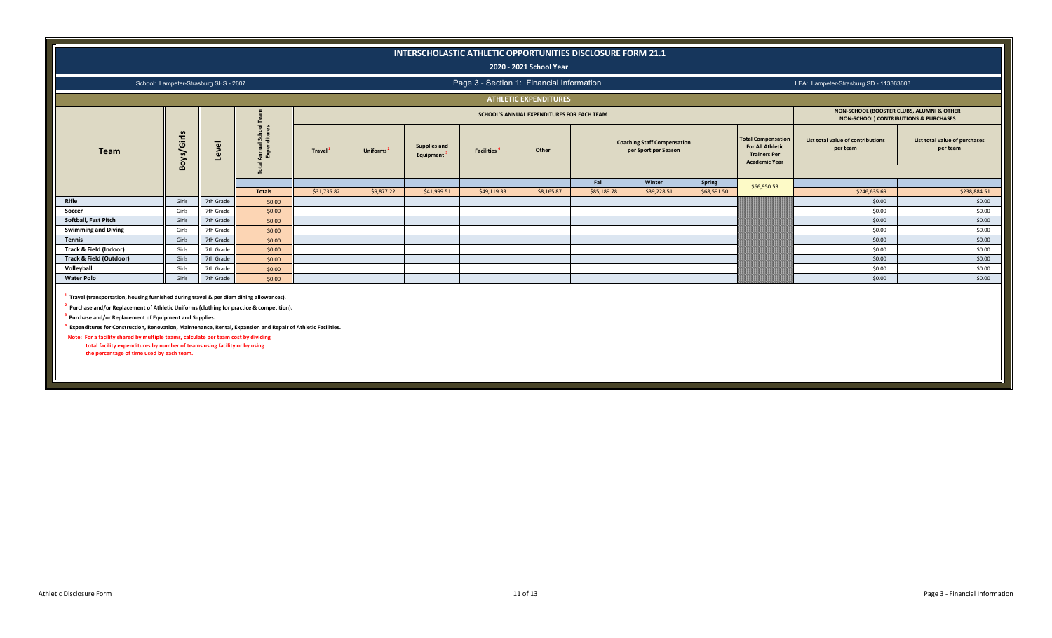# INTERSCHOLASTIC ATHLETIC OPPORTUNITIES DISCLOSURE FORM 21.1

**2020 - 2021 School Year**

School: Lampeter-Strasburg SHS - 2607

Page 3 - Section 1: Financial Information

LEA: Lampeter-Strasburg SD - 113363603

## ATHLETIC EXPENDITURES

| Team | Boys/Girls | Level | Total Annual School Team Expenditures | SCHOOL'S ANNUAL EXPENDITURES FOR EACH TEAM | | | | | | | | Total Compensation For All Athletic Trainers Per Academic Year | NON-SCHOOL (BOOSTER CLUBS, ALUMNI & OTHER NON-SCHOOL) CONTRIBUTIONS & PURCHASES | |
|---|---|---|---|---|---|---|---|---|---|---|---|---|---|---|
| | | | | Travel [1] | Uniforms [2] | Supplies and Equipment [3] | Facilities [4] | Other | Coaching Staff Compensation per Sport per Season | | | | List total value of contributions per team | List total value of purchases per team |
| | | | | | | | | | Fall | Winter | Spring | | | |
| | | | Totals | $31,735.82 | $9,877.22 | $41,999.51 | $49,119.33 | $8,165.87 | $85,189.78 | $39,228.51 | $68,591.50 | $66,950.59 | $246,635.69 | $238,884.51 |
| Rifle | Girls | 7th Grade | $0.00 | | | | | | | | | | $0.00 | $0.00 |
| Soccer | Girls | 7th Grade | $0.00 | | | | | | | | | | $0.00 | $0.00 |
| Softball, Fast Pitch | Girls | 7th Grade | $0.00 | | | | | | | | | | $0.00 | $0.00 |
| Swimming and Diving | Girls | 7th Grade | $0.00 | | | | | | | | | | $0.00 | $0.00 |
| Tennis | Girls | 7th Grade | $0.00 | | | | | | | | | | $0.00 | $0.00 |
| Track & Field (Indoor) | Girls | 7th Grade | $0.00 | | | | | | | | | | $0.00 | $0.00 |
| Track & Field (Outdoor) | Girls | 7th Grade | $0.00 | | | | | | | | | | $0.00 | $0.00 |
| Volleyball | Girls | 7th Grade | $0.00 | | | | | | | | | | $0.00 | $0.00 |
| Water Polo | Girls | 7th Grade | $0.00 | | | | | | | | | | $0.00 | $0.00 |

[1] Travel (transportation, housing furnished during travel & per diem dining allowances).

[2] Purchase and/or Replacement of Athletic Uniforms (clothing for practice & competition).

[3] Purchase and/or Replacement of Equipment and Supplies.

[4] Expenditures for Construction, Renovation, Maintenance, Rental, Expansion and Repair of Athletic Facilities.

Note: For a facility shared by multiple teams, calculate per team cost by dividing total facility expenditures by number of teams using facility or by using the percentage of time used by each team.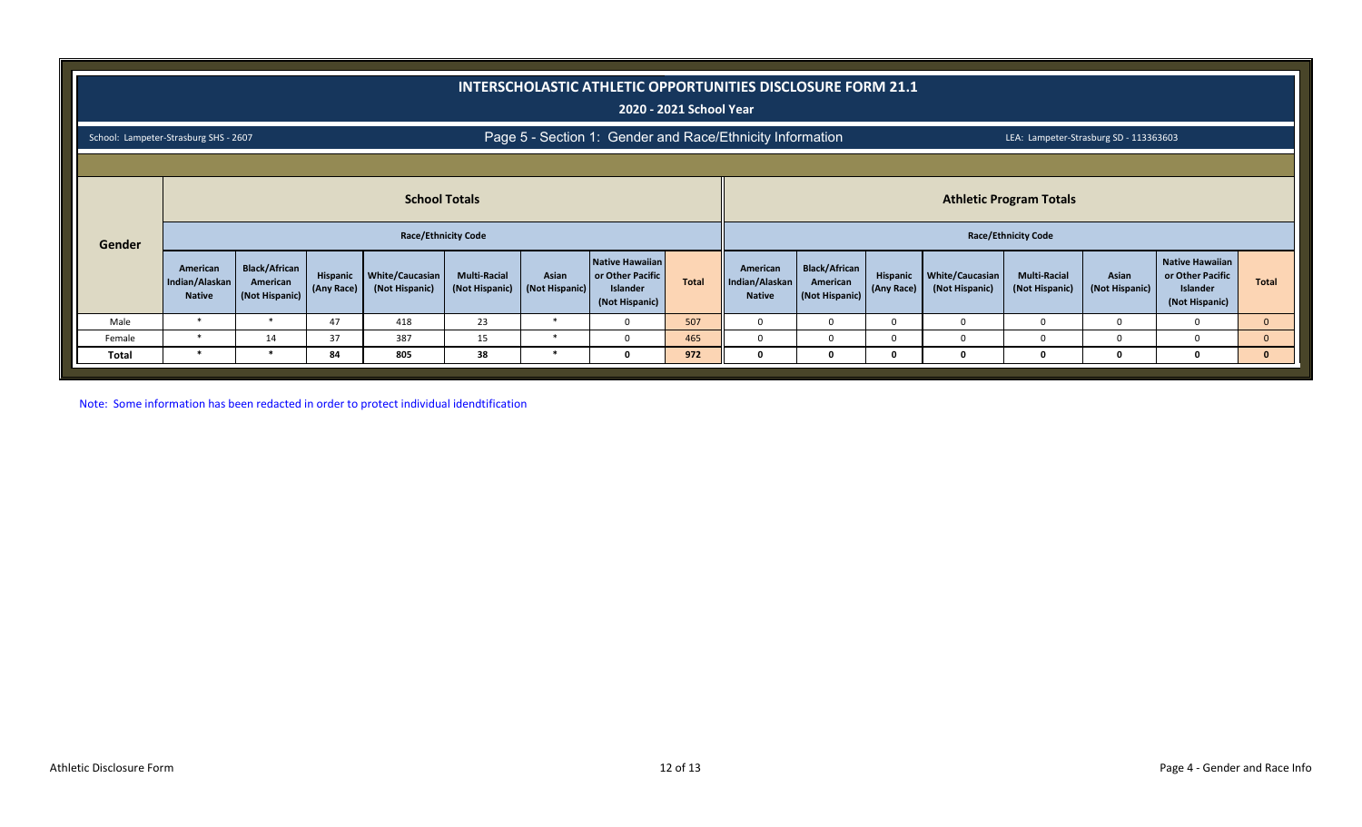# INTERSCHOLASTIC ATHLETIC OPPORTUNITIES DISCLOSURE FORM 21.1

## 2020 - 2021 School Year

School: Lampeter-Strasburg SHS - 2607

### Page 5 - Section 1: Gender and Race/Ethnicity Information

LEA: Lampeter-Strasburg SD - 113363603

| Gender | School Totals | | | | | | | | Athletic Program Totals | | | | | | | |
|---|---|---|---|---|---|---|---|---|---|---|---|---|---|---|---|---|
| | Race/Ethnicity Code | | | | | | | | Race/Ethnicity Code | | | | | | | |
| | American Indian/Alaskan Native | Black/African American (Not Hispanic) | Hispanic (Any Race) | White/Caucasian (Not Hispanic) | Multi-Racial (Not Hispanic) | Asian (Not Hispanic) | Native Hawaiian or Other Pacific Islander (Not Hispanic) | Total | American Indian/Alaskan Native | Black/African American (Not Hispanic) | Hispanic (Any Race) | White/Caucasian (Not Hispanic) | Multi-Racial (Not Hispanic) | Asian (Not Hispanic) | Native Hawaiian or Other Pacific Islander (Not Hispanic) | Total |
| Male | * | * | 47 | 418 | 23 | * | 0 | 507 | 0 | 0 | 0 | 0 | 0 | 0 | 0 | 0 |
| Female | * | 14 | 37 | 387 | 15 | * | 0 | 465 | 0 | 0 | 0 | 0 | 0 | 0 | 0 | 0 |
| **Total** | * | * | **84** | **805** | **38** | * | **0** | **972** | **0** | **0** | **0** | **0** | **0** | **0** | **0** | **0** |

Note: Some information has been redacted in order to protect individual idendtification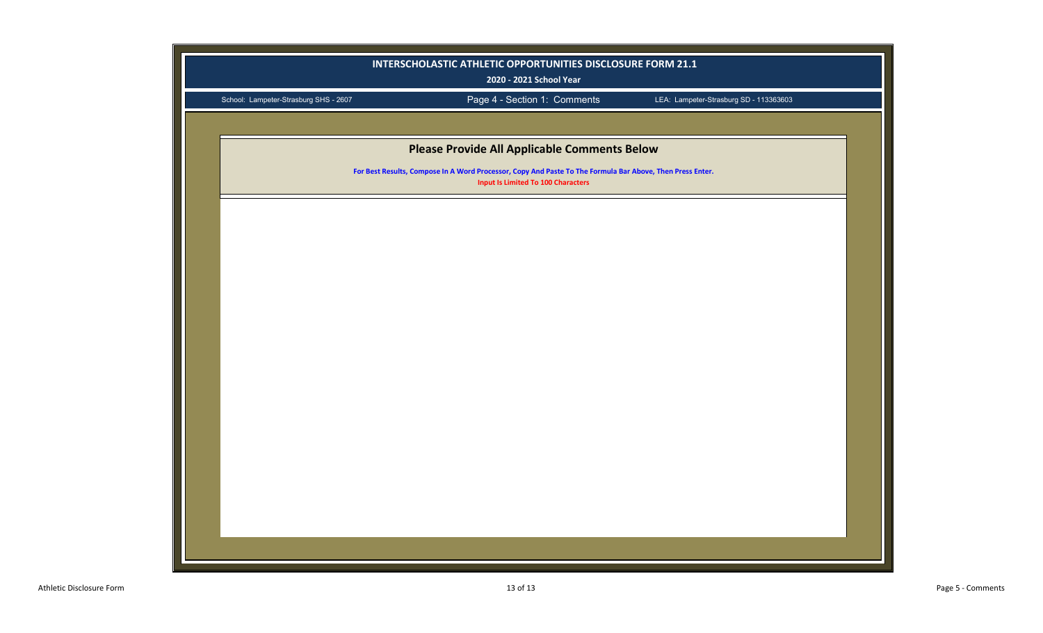# INTERSCHOLASTIC ATHLETIC OPPORTUNITIES DISCLOSURE FORM 21.1

**2020 - 2021 School Year**

School: Lampeter-Strasburg SHS - 2607

Page 4 - Section 1: Comments

LEA: Lampeter-Strasburg SD - 113363603

## Please Provide All Applicable Comments Below

**For Best Results, Compose In A Word Processor, Copy And Paste To The Formula Bar Above, Then Press Enter.**

**Input Is Limited To 100 Characters**